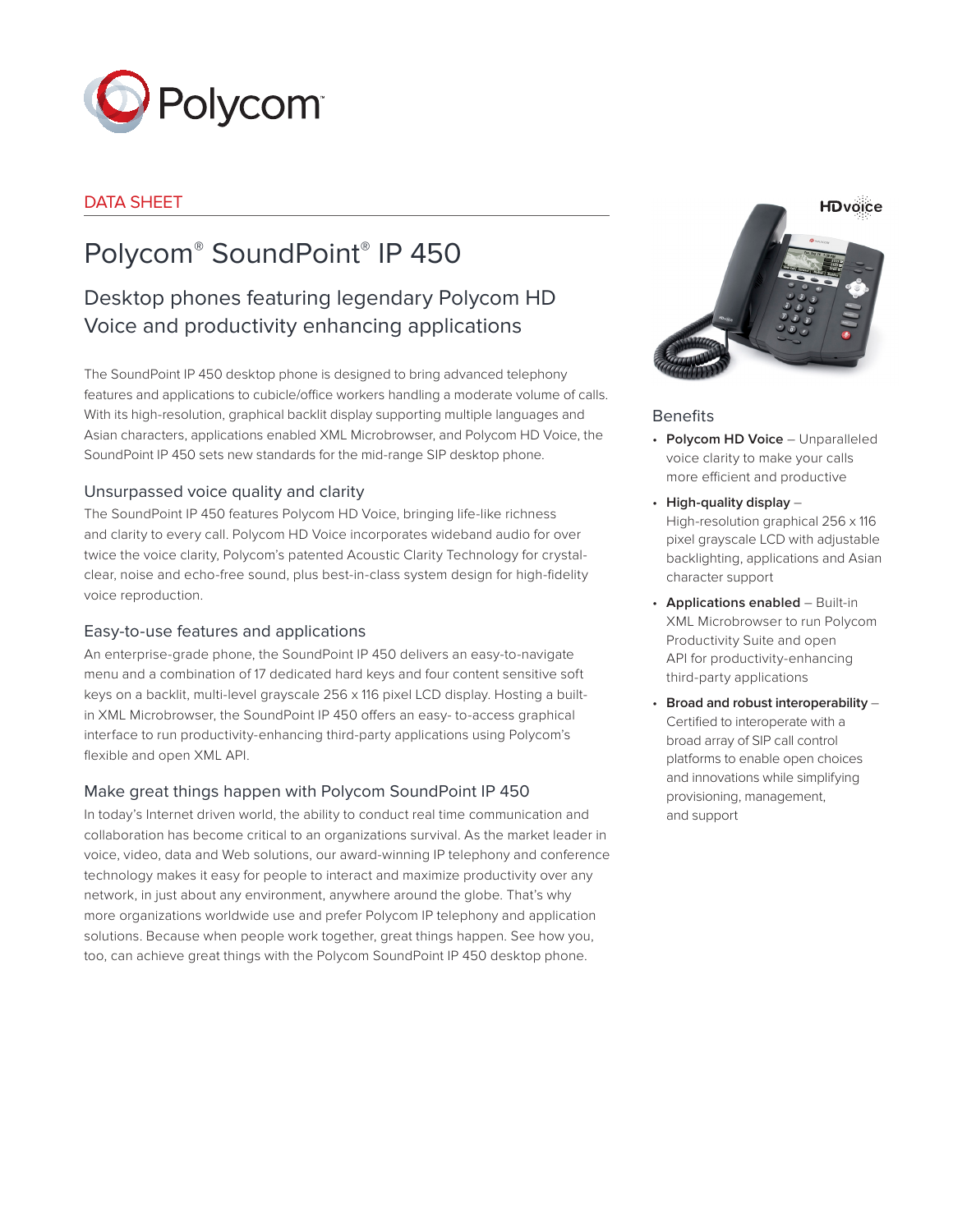DATA SHEET

# Polycom® SoundPoint® IP 450

## Desktop phones featuring legendary Polycom HD Voice and productivity enhancing applications

The SoundPoint IP 450 desktop phone is designed to bring advanced telephony features and applications to cubicle/office workers handling a moderate volume of calls. With its high-resolution, graphical backlit display supporting multiple languages and Asian characters, applications enabled XML Microbrowser, and Polycom HD Voice, the SoundPoint IP 450 sets new standards for the mid-range SIP desktop phone.

### Unsurpassed voice quality and clarity

The SoundPoint IP 450 features Polycom HD Voice, bringing life-like richness and clarity to every call. Polycom HD Voice incorporates wideband audio for over twice the voice clarity, Polycom's patented Acoustic Clarity Technology for crystal-clear, noise and echo-free sound, plus best-in-class system design for high-fidelity voice reproduction.

### Easy-to-use features and applications

An enterprise-grade phone, the SoundPoint IP 450 delivers an easy-to-navigate menu and a combination of 17 dedicated hard keys and four content sensitive soft keys on a backlit, multi-level grayscale 256 x 116 pixel LCD display. Hosting a built-in XML Microbrowser, the SoundPoint IP 450 offers an easy- to-access graphical interface to run productivity-enhancing third-party applications using Polycom's flexible and open XML API.

### Make great things happen with Polycom SoundPoint IP 450

In today's Internet driven world, the ability to conduct real time communication and collaboration has become critical to an organizations survival. As the market leader in voice, video, data and Web solutions, our award-winning IP telephony and conference technology makes it easy for people to interact and maximize productivity over any network, in just about any environment, anywhere around the globe. That's why more organizations worldwide use and prefer Polycom IP telephony and application solutions. Because when people work together, great things happen. See how you, too, can achieve great things with the Polycom SoundPoint IP 450 desktop phone.

### Benefits

- **Polycom HD Voice** – Unparalleled voice clarity to make your calls more efficient and productive
- **High-quality display** – High-resolution graphical 256 x 116 pixel grayscale LCD with adjustable backlighting, applications and Asian character support
- **Applications enabled** – Built-in XML Microbrowser to run Polycom Productivity Suite and open API for productivity-enhancing third-party applications
- **Broad and robust interoperability** – Certified to interoperate with a broad array of SIP call control platforms to enable open choices and innovations while simplifying provisioning, management, and support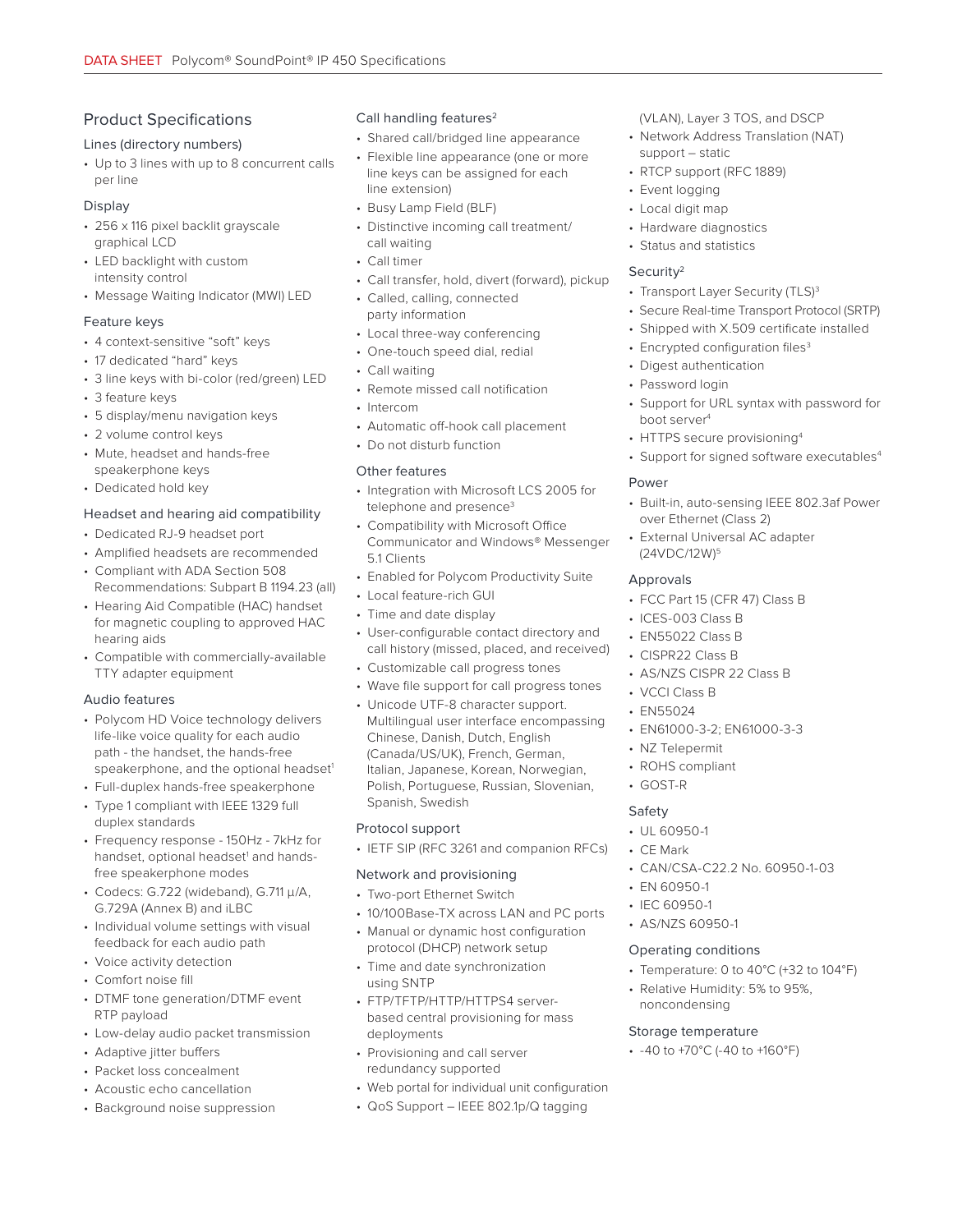## Product Specifications

### Lines (directory numbers)

- Up to 3 lines with up to 8 concurrent calls per line

### Display

- 256 x 116 pixel backlit grayscale graphical LCD
- LED backlight with custom intensity control
- Message Waiting Indicator (MWI) LED

### Feature keys

- 4 context-sensitive “soft” keys
- 17 dedicated “hard” keys
- 3 line keys with bi-color (red/green) LED
- 3 feature keys
- 5 display/menu navigation keys
- 2 volume control keys
- Mute, headset and hands-free speakerphone keys
- Dedicated hold key

### Headset and hearing aid compatibility

- Dedicated RJ-9 headset port
- Amplified headsets are recommended
- Compliant with ADA Section 508 Recommendations: Subpart B 1194.23 (all)
- Hearing Aid Compatible (HAC) handset for magnetic coupling to approved HAC hearing aids
- Compatible with commercially-available TTY adapter equipment

### Audio features

- Polycom HD Voice technology delivers life-like voice quality for each audio path - the handset, the hands-free speakerphone, and the optional headset[1]
- Full-duplex hands-free speakerphone
- Type 1 compliant with IEEE 1329 full duplex standards
- Frequency response - 150Hz - 7kHz for handset, optional headset[1] and hands-free speakerphone modes
- Codecs: G.722 (wideband), G.711 µ/A, G.729A (Annex B) and iLBC
- Individual volume settings with visual feedback for each audio path
- Voice activity detection
- Comfort noise fill
- DTMF tone generation/DTMF event RTP payload
- Low-delay audio packet transmission
- Adaptive jitter buffers
- Packet loss concealment
- Acoustic echo cancellation
- Background noise suppression

### Call handling features[2]

- Shared call/bridged line appearance
- Flexible line appearance (one or more line keys can be assigned for each line extension)
- Busy Lamp Field (BLF)
- Distinctive incoming call treatment/ call waiting
- Call timer
- Call transfer, hold, divert (forward), pickup
- Called, calling, connected party information
- Local three-way conferencing
- One-touch speed dial, redial
- Call waiting
- Remote missed call notification
- Intercom
- Automatic off-hook call placement
- Do not disturb function

### Other features

- Integration with Microsoft LCS 2005 for telephone and presence[3]
- Compatibility with Microsoft Office Communicator and Windows® Messenger 5.1 Clients
- Enabled for Polycom Productivity Suite
- Local feature-rich GUI
- Time and date display
- User-configurable contact directory and call history (missed, placed, and received)
- Customizable call progress tones
- Wave file support for call progress tones
- Unicode UTF-8 character support. Multilingual user interface encompassing Chinese, Danish, Dutch, English (Canada/US/UK), French, German, Italian, Japanese, Korean, Norwegian, Polish, Portuguese, Russian, Slovenian, Spanish, Swedish

### Protocol support

- IETF SIP (RFC 3261 and companion RFCs)

### Network and provisioning

- Two-port Ethernet Switch
- 10/100Base-TX across LAN and PC ports
- Manual or dynamic host configuration protocol (DHCP) network setup
- Time and date synchronization using SNTP
- FTP/TFTP/HTTP/HTTPS4 server-based central provisioning for mass deployments
- Provisioning and call server redundancy supported
- Web portal for individual unit configuration
- QoS Support – IEEE 802.1p/Q tagging (VLAN), Layer 3 TOS, and DSCP
- Network Address Translation (NAT) support – static
- RTCP support (RFC 1889)
- Event logging
- Local digit map
- Hardware diagnostics
- Status and statistics

### Security[2]

- Transport Layer Security (TLS)[3]
- Secure Real-time Transport Protocol (SRTP)
- Shipped with X.509 certificate installed
- Encrypted configuration files[3]
- Digest authentication
- Password login
- Support for URL syntax with password for boot server[4]
- HTTPS secure provisioning[4]
- Support for signed software executables[4]

### Power

- Built-in, auto-sensing IEEE 802.3af Power over Ethernet (Class 2)
- External Universal AC adapter (24VDC/12W)[5]

### Approvals

- FCC Part 15 (CFR 47) Class B
- ICES-003 Class B
- EN55022 Class B
- CISPR22 Class B
- AS/NZS CISPR 22 Class B
- VCCI Class B
- EN55024
- EN61000-3-2; EN61000-3-3
- NZ Telepermit
- ROHS compliant
- GOST-R

### Safety

- UL 60950-1
- CE Mark
- CAN/CSA-C22.2 No. 60950-1-03
- EN 60950-1
- IEC 60950-1
- AS/NZS 60950-1

### Operating conditions

- Temperature: 0 to 40°C (+32 to 104°F)
- Relative Humidity: 5% to 95%, noncondensing

### Storage temperature

- -40 to +70°C (-40 to +160°F)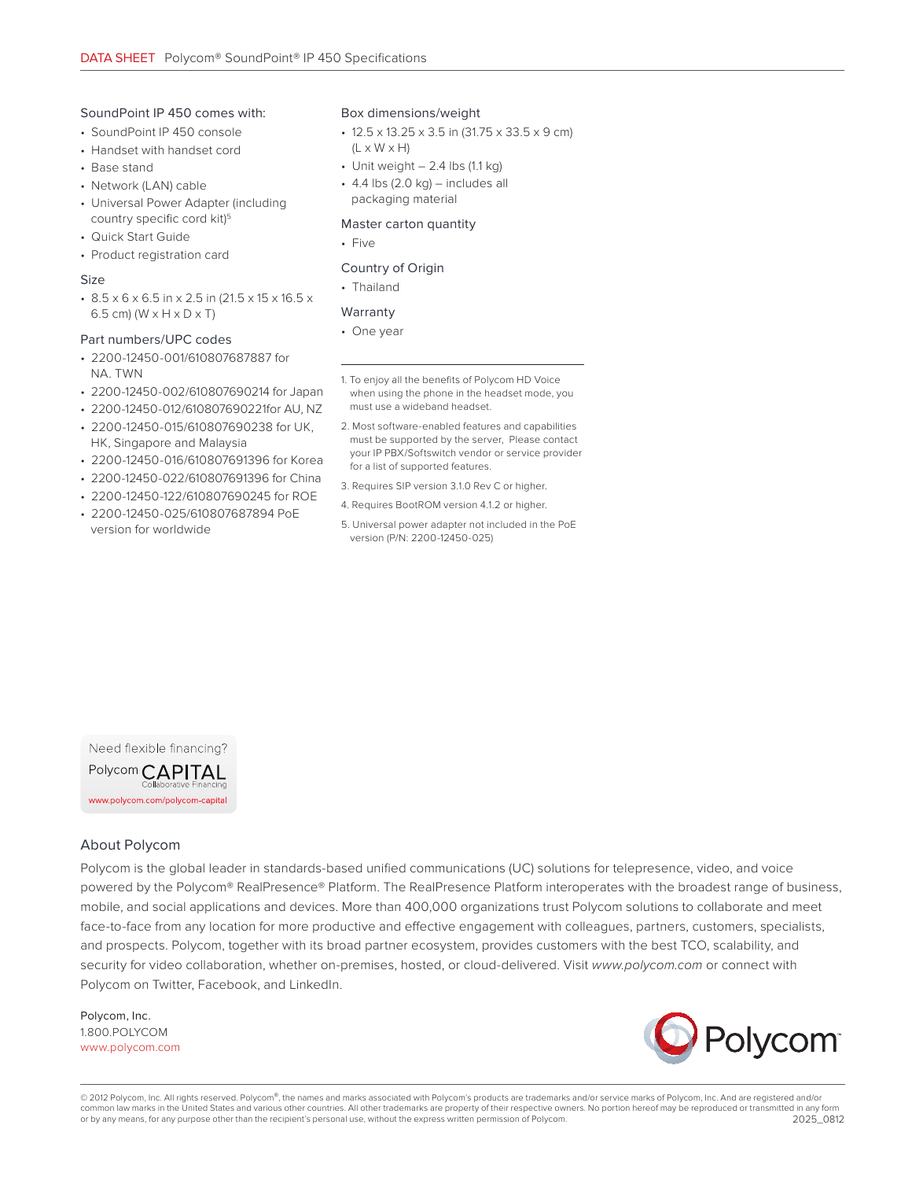### SoundPoint IP 450 comes with:

- SoundPoint IP 450 console
- Handset with handset cord
- Base stand
- Network (LAN) cable
- Universal Power Adapter (including country specific cord kit)[5]
- Quick Start Guide
- Product registration card

### Size

- 8.5 x 6 x 6.5 in x 2.5 in (21.5 x 15 x 16.5 x 6.5 cm) (W x H x D x T)

### Part numbers/UPC codes

- 2200-12450-001/610807687887 for NA. TWN
- 2200-12450-002/610807690214 for Japan
- 2200-12450-012/610807690221for AU, NZ
- 2200-12450-015/610807690238 for UK, HK, Singapore and Malaysia
- 2200-12450-016/610807691396 for Korea
- 2200-12450-022/610807691396 for China
- 2200-12450-122/610807690245 for ROE
- 2200-12450-025/610807687894 PoE version for worldwide

### Box dimensions/weight

- 12.5 x 13.25 x 3.5 in (31.75 x 33.5 x 9 cm) (L x W x H)
- Unit weight – 2.4 lbs (1.1 kg)
- 4.4 lbs (2.0 kg) – includes all packaging material

### Master carton quantity

- Five

### Country of Origin

- Thailand

### Warranty

- One year

---

1. To enjoy all the benefits of Polycom HD Voice when using the phone in the headset mode, you must use a wideband headset.
2. Most software-enabled features and capabilities must be supported by the server, Please contact your IP PBX/Softswitch vendor or service provider for a list of supported features.
3. Requires SIP version 3.1.0 Rev C or higher.
4. Requires BootROM version 4.1.2 or higher.
5. Universal power adapter not included in the PoE version (P/N: 2200-12450-025)

Need flexible financing?
Polycom CAPITAL
Collaborative Financing
www.polycom.com/polycom-capital

## About Polycom

Polycom is the global leader in standards-based unified communications (UC) solutions for telepresence, video, and voice powered by the Polycom® RealPresence® Platform. The RealPresence Platform interoperates with the broadest range of business, mobile, and social applications and devices. More than 400,000 organizations trust Polycom solutions to collaborate and meet face-to-face from any location for more productive and effective engagement with colleagues, partners, customers, specialists, and prospects. Polycom, together with its broad partner ecosystem, provides customers with the best TCO, scalability, and security for video collaboration, whether on-premises, hosted, or cloud-delivered. Visit *www.polycom.com* or connect with Polycom on Twitter, Facebook, and LinkedIn.

Polycom, Inc.
1.800.POLYCOM
www.polycom.com

© 2012 Polycom, Inc. All rights reserved. Polycom®, the names and marks associated with Polycom's products are trademarks and/or service marks of Polycom, Inc. And are registered and/or common law marks in the United States and various other countries. All other trademarks are property of their respective owners. No portion hereof may be reproduced or transmitted in any form or by any means, for any purpose other than the recipient's personal use, without the express written permission of Polycom. 2025_0812